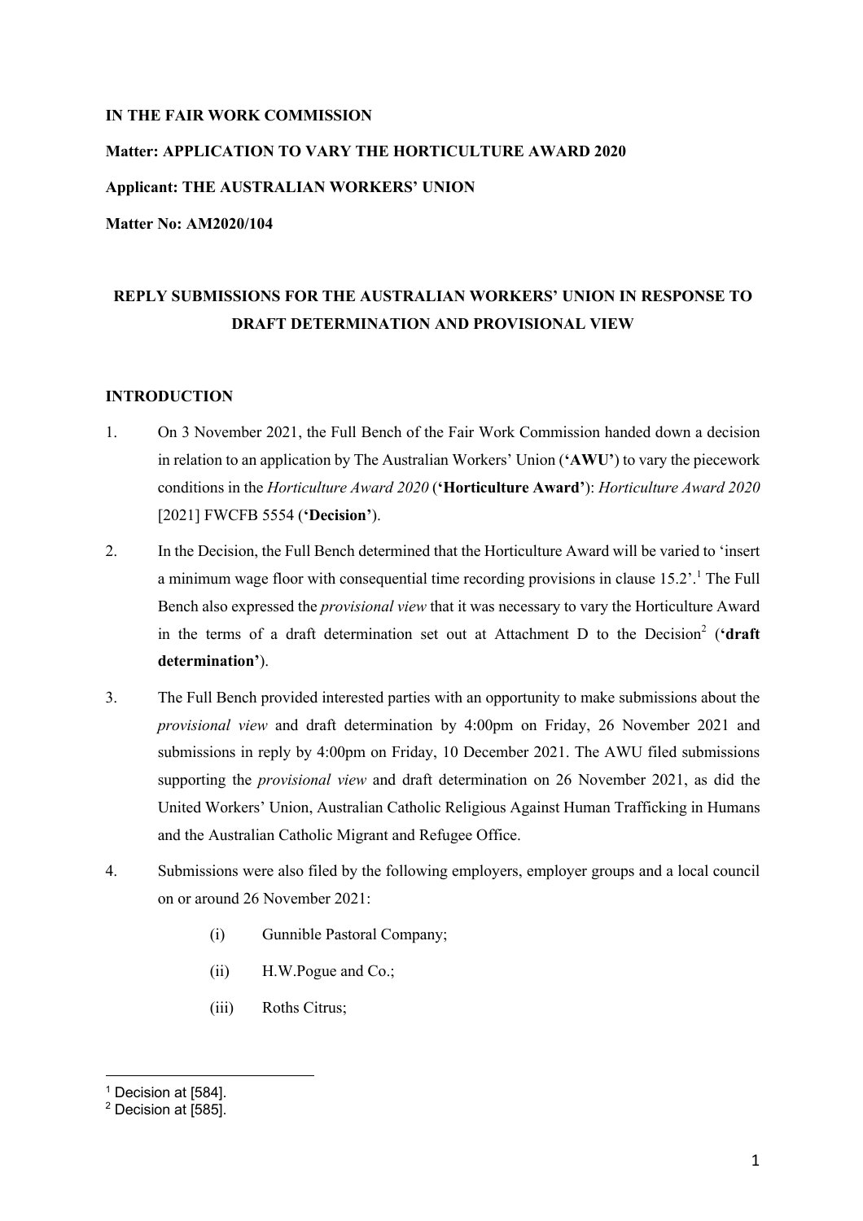**IN THE FAIR WORK COMMISSION**

**Matter: APPLICATION TO VARY THE HORTICULTURE AWARD 2020**

**Applicant: THE AUSTRALIAN WORKERS' UNION**

**Matter No: AM2020/104**

**REPLY SUBMISSIONS FOR THE AUSTRALIAN WORKERS' UNION IN RESPONSE TO DRAFT DETERMINATION AND PROVISIONAL VIEW**

**INTRODUCTION**

1. On 3 November 2021, the Full Bench of the Fair Work Commission handed down a decision in relation to an application by The Australian Workers' Union (**'AWU'**) to vary the piecework conditions in the *Horticulture Award 2020* (**'Horticulture Award'**): *Horticulture Award 2020* [2021] FWCFB 5554 (**'Decision'**).

2. In the Decision, the Full Bench determined that the Horticulture Award will be varied to 'insert a minimum wage floor with consequential time recording provisions in clause 15.2'.[1] The Full Bench also expressed the *provisional view* that it was necessary to vary the Horticulture Award in the terms of a draft determination set out at Attachment D to the Decision[2] (**'draft determination'**).

3. The Full Bench provided interested parties with an opportunity to make submissions about the *provisional view* and draft determination by 4:00pm on Friday, 26 November 2021 and submissions in reply by 4:00pm on Friday, 10 December 2021. The AWU filed submissions supporting the *provisional view* and draft determination on 26 November 2021, as did the United Workers' Union, Australian Catholic Religious Against Human Trafficking in Humans and the Australian Catholic Migrant and Refugee Office.

4. Submissions were also filed by the following employers, employer groups and a local council on or around 26 November 2021:

   (i) Gunnible Pastoral Company;

   (ii) H.W.Pogue and Co.;

   (iii) Roths Citrus;

---

[1] Decision at [584].

[2] Decision at [585].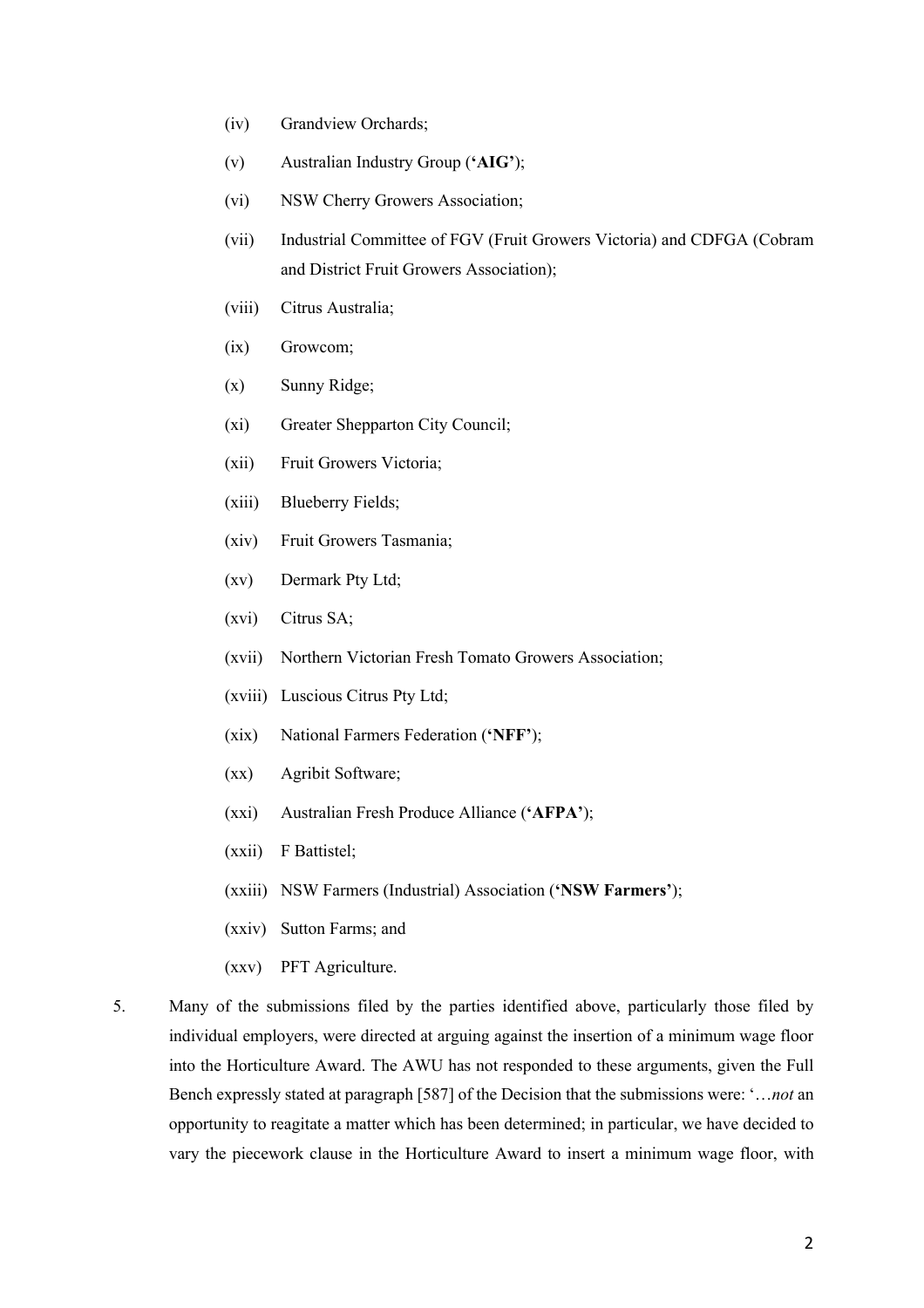(iv) Grandview Orchards;

(v) Australian Industry Group (**'AIG'**);

(vi) NSW Cherry Growers Association;

(vii) Industrial Committee of FGV (Fruit Growers Victoria) and CDFGA (Cobram and District Fruit Growers Association);

(viii) Citrus Australia;

(ix) Growcom;

(x) Sunny Ridge;

(xi) Greater Shepparton City Council;

(xii) Fruit Growers Victoria;

(xiii) Blueberry Fields;

(xiv) Fruit Growers Tasmania;

(xv) Dermark Pty Ltd;

(xvi) Citrus SA;

(xvii) Northern Victorian Fresh Tomato Growers Association;

(xviii) Luscious Citrus Pty Ltd;

(xix) National Farmers Federation (**'NFF'**);

(xx) Agribit Software;

(xxi) Australian Fresh Produce Alliance (**'AFPA'**);

(xxii) F Battistel;

(xxiii) NSW Farmers (Industrial) Association (**'NSW Farmers'**);

(xxiv) Sutton Farms; and

(xxv) PFT Agriculture.

5. Many of the submissions filed by the parties identified above, particularly those filed by individual employers, were directed at arguing against the insertion of a minimum wage floor into the Horticulture Award. The AWU has not responded to these arguments, given the Full Bench expressly stated at paragraph [587] of the Decision that the submissions were: '…*not* an opportunity to reagitate a matter which has been determined; in particular, we have decided to vary the piecework clause in the Horticulture Award to insert a minimum wage floor, with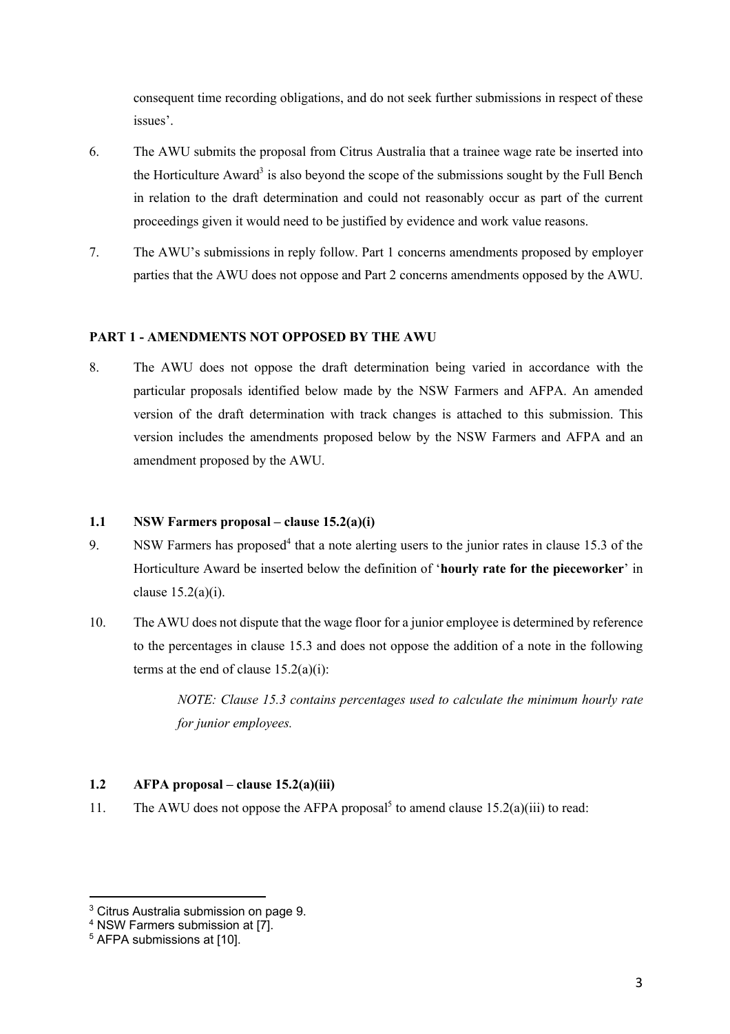consequent time recording obligations, and do not seek further submissions in respect of these issues'.

6. The AWU submits the proposal from Citrus Australia that a trainee wage rate be inserted into the Horticulture Award[3] is also beyond the scope of the submissions sought by the Full Bench in relation to the draft determination and could not reasonably occur as part of the current proceedings given it would need to be justified by evidence and work value reasons.

7. The AWU's submissions in reply follow. Part 1 concerns amendments proposed by employer parties that the AWU does not oppose and Part 2 concerns amendments opposed by the AWU.

## PART 1 - AMENDMENTS NOT OPPOSED BY THE AWU

8. The AWU does not oppose the draft determination being varied in accordance with the particular proposals identified below made by the NSW Farmers and AFPA. An amended version of the draft determination with track changes is attached to this submission. This version includes the amendments proposed below by the NSW Farmers and AFPA and an amendment proposed by the AWU.

### 1.1 NSW Farmers proposal – clause 15.2(a)(i)

9. NSW Farmers has proposed[4] that a note alerting users to the junior rates in clause 15.3 of the Horticulture Award be inserted below the definition of '**hourly rate for the pieceworker**' in clause 15.2(a)(i).

10. The AWU does not dispute that the wage floor for a junior employee is determined by reference to the percentages in clause 15.3 and does not oppose the addition of a note in the following terms at the end of clause 15.2(a)(i):

> *NOTE: Clause 15.3 contains percentages used to calculate the minimum hourly rate for junior employees.*

### 1.2 AFPA proposal – clause 15.2(a)(iii)

11. The AWU does not oppose the AFPA proposal[5] to amend clause 15.2(a)(iii) to read:

---

[3] Citrus Australia submission on page 9.

[4] NSW Farmers submission at [7].

[5] AFPA submissions at [10].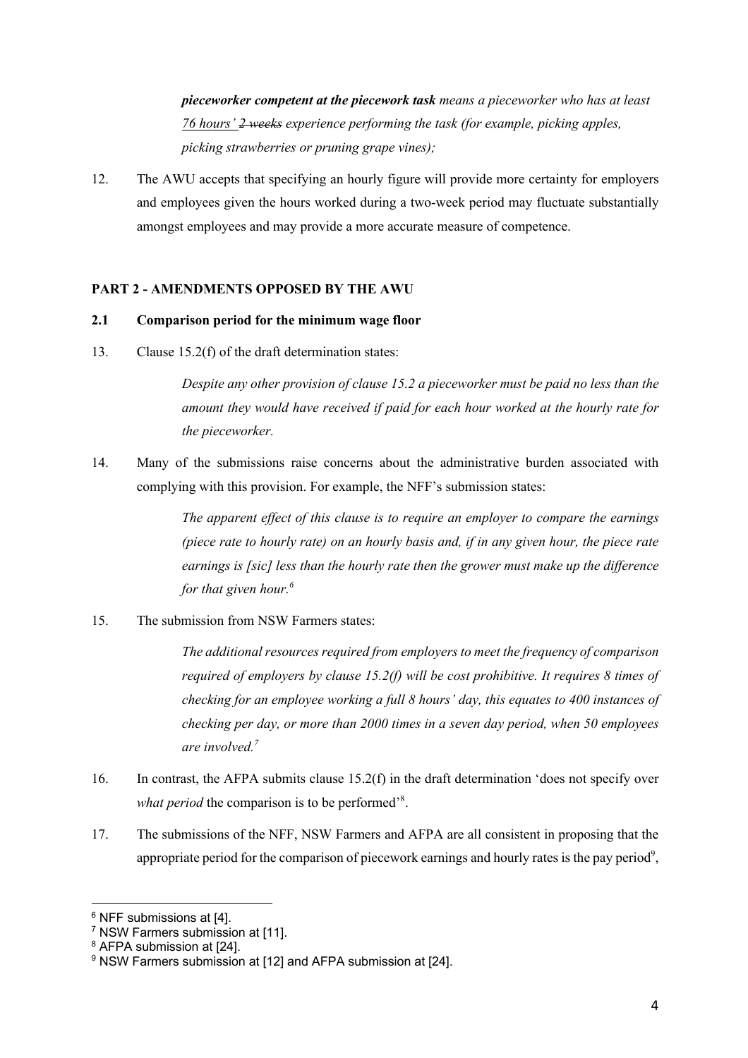> ***pieceworker competent at the piecework task*** *means a pieceworker who has at least* <u>*76 hours'*</u> ~~*2 weeks*~~ *experience performing the task (for example, picking apples, picking strawberries or pruning grape vines);*

12. The AWU accepts that specifying an hourly figure will provide more certainty for employers and employees given the hours worked during a two-week period may fluctuate substantially amongst employees and may provide a more accurate measure of competence.

## PART 2 - AMENDMENTS OPPOSED BY THE AWU

### 2.1 Comparison period for the minimum wage floor

13. Clause 15.2(f) of the draft determination states:

> *Despite any other provision of clause 15.2 a pieceworker must be paid no less than the amount they would have received if paid for each hour worked at the hourly rate for the pieceworker.*

14. Many of the submissions raise concerns about the administrative burden associated with complying with this provision. For example, the NFF's submission states:

> *The apparent effect of this clause is to require an employer to compare the earnings (piece rate to hourly rate) on an hourly basis and, if in any given hour, the piece rate earnings is [sic] less than the hourly rate then the grower must make up the difference for that given hour.*[6]

15. The submission from NSW Farmers states:

> *The additional resources required from employers to meet the frequency of comparison required of employers by clause 15.2(f) will be cost prohibitive. It requires 8 times of checking for an employee working a full 8 hours' day, this equates to 400 instances of checking per day, or more than 2000 times in a seven day period, when 50 employees are involved.*[7]

16. In contrast, the AFPA submits clause 15.2(f) in the draft determination 'does not specify over *what period* the comparison is to be performed'[8].

17. The submissions of the NFF, NSW Farmers and AFPA are all consistent in proposing that the appropriate period for the comparison of piecework earnings and hourly rates is the pay period[9],

---

[6] NFF submissions at [4].
[7] NSW Farmers submission at [11].
[8] AFPA submission at [24].
[9] NSW Farmers submission at [12] and AFPA submission at [24].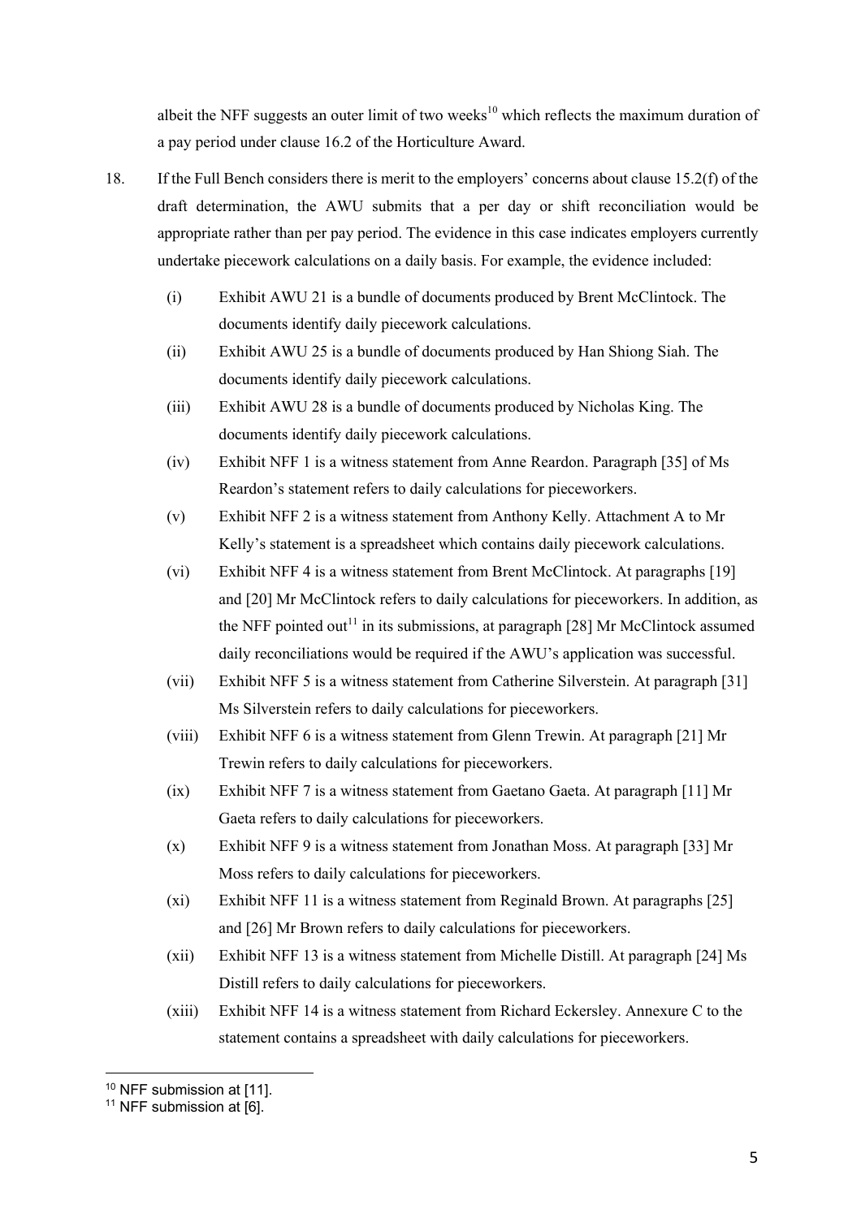albeit the NFF suggests an outer limit of two weeks[10] which reflects the maximum duration of a pay period under clause 16.2 of the Horticulture Award.

18. If the Full Bench considers there is merit to the employers' concerns about clause 15.2(f) of the draft determination, the AWU submits that a per day or shift reconciliation would be appropriate rather than per pay period. The evidence in this case indicates employers currently undertake piecework calculations on a daily basis. For example, the evidence included:

    (i) Exhibit AWU 21 is a bundle of documents produced by Brent McClintock. The documents identify daily piecework calculations.

    (ii) Exhibit AWU 25 is a bundle of documents produced by Han Shiong Siah. The documents identify daily piecework calculations.

    (iii) Exhibit AWU 28 is a bundle of documents produced by Nicholas King. The documents identify daily piecework calculations.

    (iv) Exhibit NFF 1 is a witness statement from Anne Reardon. Paragraph [35] of Ms Reardon's statement refers to daily calculations for pieceworkers.

    (v) Exhibit NFF 2 is a witness statement from Anthony Kelly. Attachment A to Mr Kelly's statement is a spreadsheet which contains daily piecework calculations.

    (vi) Exhibit NFF 4 is a witness statement from Brent McClintock. At paragraphs [19] and [20] Mr McClintock refers to daily calculations for pieceworkers. In addition, as the NFF pointed out[11] in its submissions, at paragraph [28] Mr McClintock assumed daily reconciliations would be required if the AWU's application was successful.

    (vii) Exhibit NFF 5 is a witness statement from Catherine Silverstein. At paragraph [31] Ms Silverstein refers to daily calculations for pieceworkers.

    (viii) Exhibit NFF 6 is a witness statement from Glenn Trewin. At paragraph [21] Mr Trewin refers to daily calculations for pieceworkers.

    (ix) Exhibit NFF 7 is a witness statement from Gaetano Gaeta. At paragraph [11] Mr Gaeta refers to daily calculations for pieceworkers.

    (x) Exhibit NFF 9 is a witness statement from Jonathan Moss. At paragraph [33] Mr Moss refers to daily calculations for pieceworkers.

    (xi) Exhibit NFF 11 is a witness statement from Reginald Brown. At paragraphs [25] and [26] Mr Brown refers to daily calculations for pieceworkers.

    (xii) Exhibit NFF 13 is a witness statement from Michelle Distill. At paragraph [24] Ms Distill refers to daily calculations for pieceworkers.

    (xiii) Exhibit NFF 14 is a witness statement from Richard Eckersley. Annexure C to the statement contains a spreadsheet with daily calculations for pieceworkers.

---

[10] NFF submission at [11].

[11] NFF submission at [6].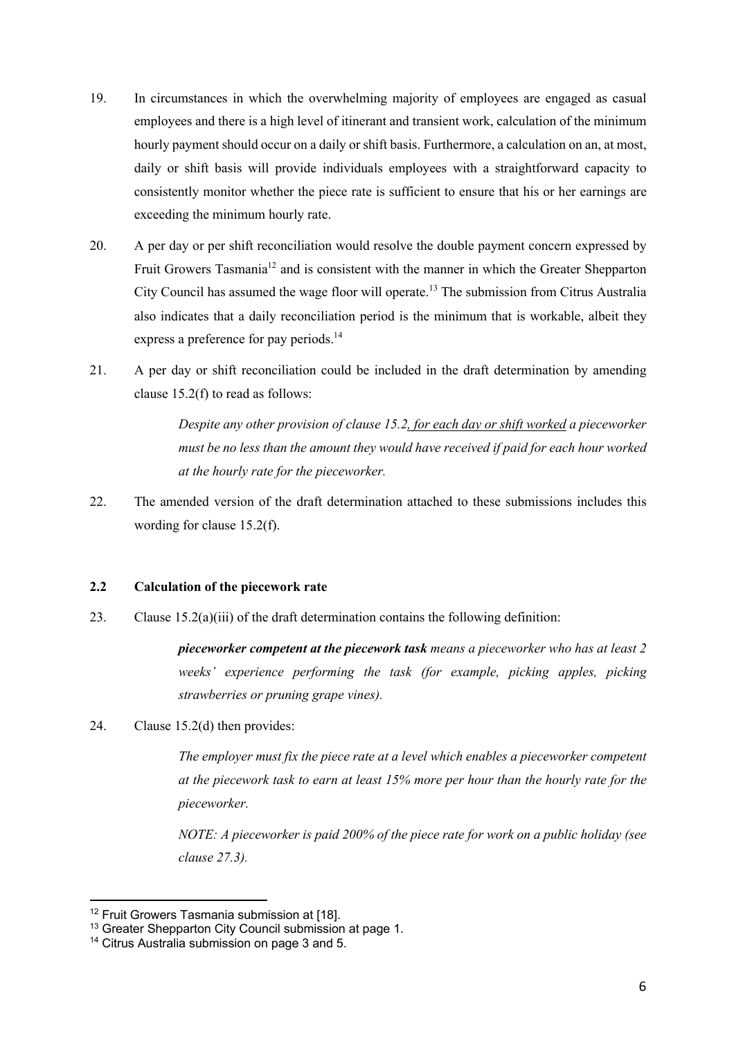19. In circumstances in which the overwhelming majority of employees are engaged as casual employees and there is a high level of itinerant and transient work, calculation of the minimum hourly payment should occur on a daily or shift basis. Furthermore, a calculation on an, at most, daily or shift basis will provide individuals employees with a straightforward capacity to consistently monitor whether the piece rate is sufficient to ensure that his or her earnings are exceeding the minimum hourly rate.

20. A per day or per shift reconciliation would resolve the double payment concern expressed by Fruit Growers Tasmania[12] and is consistent with the manner in which the Greater Shepparton City Council has assumed the wage floor will operate.[13] The submission from Citrus Australia also indicates that a daily reconciliation period is the minimum that is workable, albeit they express a preference for pay periods.[14]

21. A per day or shift reconciliation could be included in the draft determination by amending clause 15.2(f) to read as follows:

> *Despite any other provision of clause 15.2, <u>for each day or shift worked</u> a pieceworker must be no less than the amount they would have received if paid for each hour worked at the hourly rate for the pieceworker.*

22. The amended version of the draft determination attached to these submissions includes this wording for clause 15.2(f).

### 2.2 Calculation of the piecework rate

23. Clause 15.2(a)(iii) of the draft determination contains the following definition:

> ***pieceworker competent at the piecework task*** *means a pieceworker who has at least 2 weeks' experience performing the task (for example, picking apples, picking strawberries or pruning grape vines).*

24. Clause 15.2(d) then provides:

> *The employer must fix the piece rate at a level which enables a pieceworker competent at the piecework task to earn at least 15% more per hour than the hourly rate for the pieceworker.*
>
> *NOTE: A pieceworker is paid 200% of the piece rate for work on a public holiday (see clause 27.3).*

---

[12] Fruit Growers Tasmania submission at [18].

[13] Greater Shepparton City Council submission at page 1.

[14] Citrus Australia submission on page 3 and 5.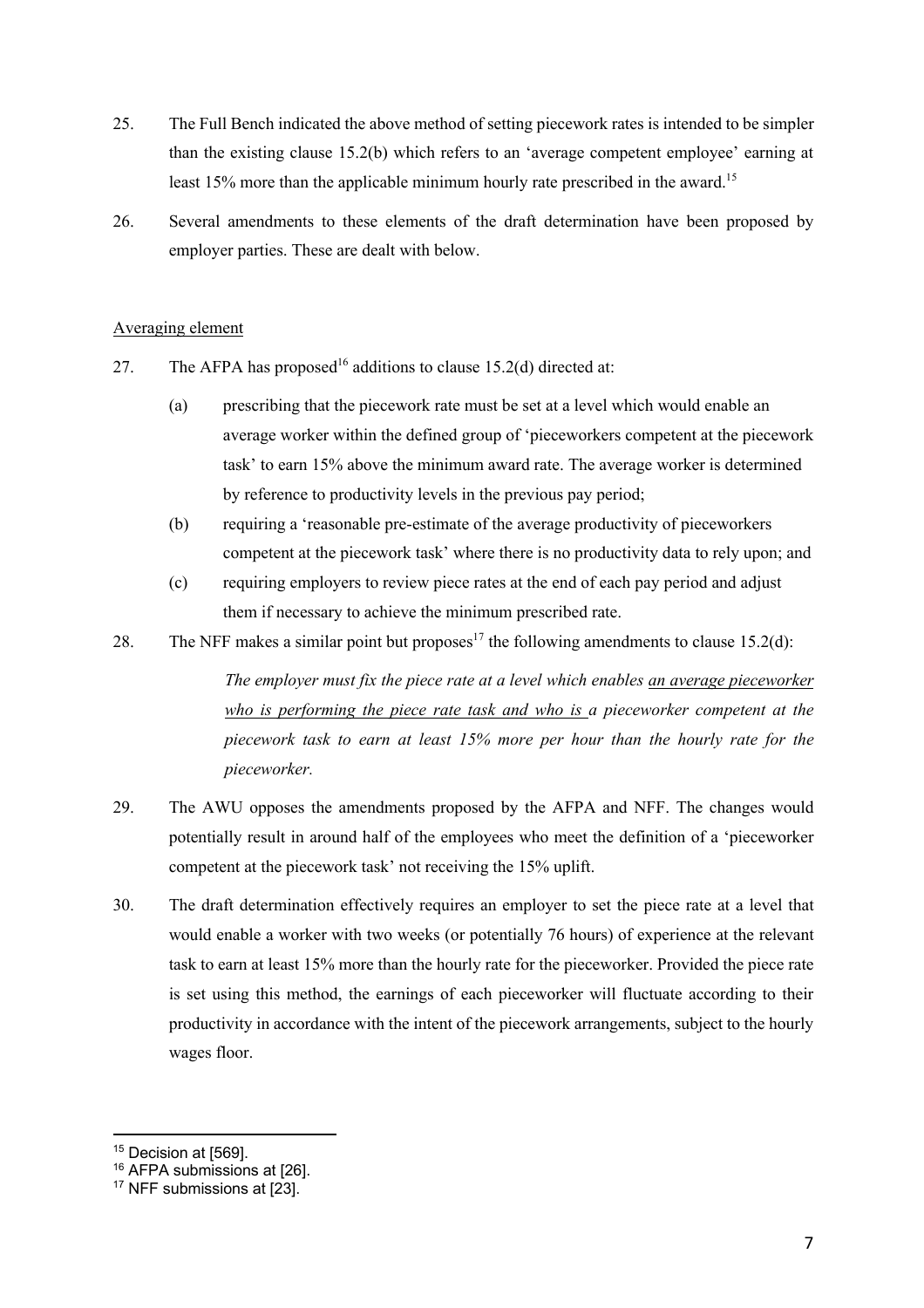25. The Full Bench indicated the above method of setting piecework rates is intended to be simpler than the existing clause 15.2(b) which refers to an 'average competent employee' earning at least 15% more than the applicable minimum hourly rate prescribed in the award.[15]

26. Several amendments to these elements of the draft determination have been proposed by employer parties. These are dealt with below.

<u>Averaging element</u>

27. The AFPA has proposed[16] additions to clause 15.2(d) directed at:

    (a) prescribing that the piecework rate must be set at a level which would enable an average worker within the defined group of 'pieceworkers competent at the piecework task' to earn 15% above the minimum award rate. The average worker is determined by reference to productivity levels in the previous pay period;

    (b) requiring a 'reasonable pre-estimate of the average productivity of pieceworkers competent at the piecework task' where there is no productivity data to rely upon; and

    (c) requiring employers to review piece rates at the end of each pay period and adjust them if necessary to achieve the minimum prescribed rate.

28. The NFF makes a similar point but proposes[17] the following amendments to clause 15.2(d):

    > *The employer must fix the piece rate at a level which enables <u>an average pieceworker who is performing the piece rate task and who is</u> a pieceworker competent at the piecework task to earn at least 15% more per hour than the hourly rate for the pieceworker.*

29. The AWU opposes the amendments proposed by the AFPA and NFF. The changes would potentially result in around half of the employees who meet the definition of a 'pieceworker competent at the piecework task' not receiving the 15% uplift.

30. The draft determination effectively requires an employer to set the piece rate at a level that would enable a worker with two weeks (or potentially 76 hours) of experience at the relevant task to earn at least 15% more than the hourly rate for the pieceworker. Provided the piece rate is set using this method, the earnings of each pieceworker will fluctuate according to their productivity in accordance with the intent of the piecework arrangements, subject to the hourly wages floor.

---

[15] Decision at [569].
[16] AFPA submissions at [26].
[17] NFF submissions at [23].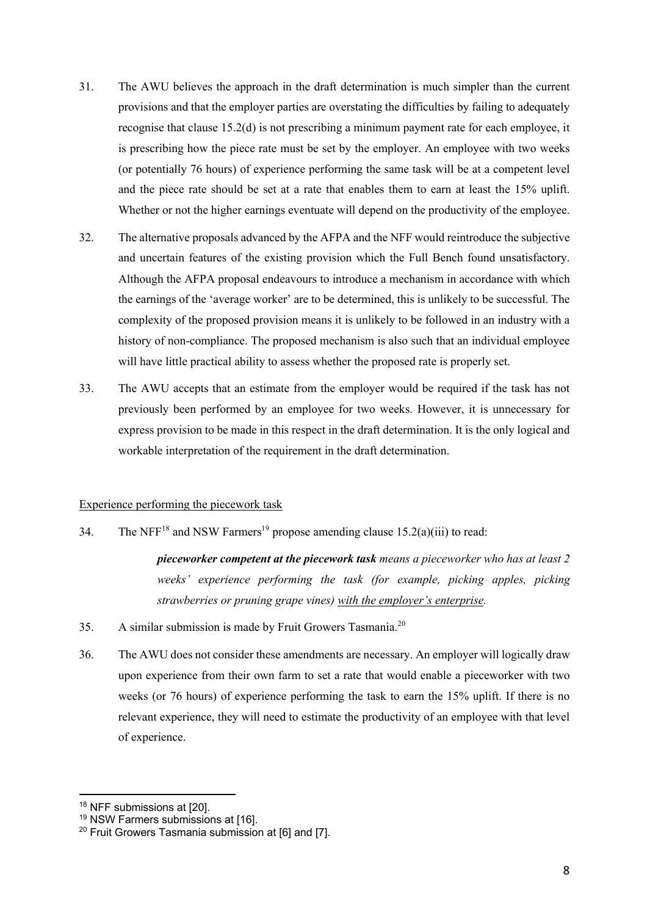31. The AWU believes the approach in the draft determination is much simpler than the current provisions and that the employer parties are overstating the difficulties by failing to adequately recognise that clause 15.2(d) is not prescribing a minimum payment rate for each employee, it is prescribing how the piece rate must be set by the employer. An employee with two weeks (or potentially 76 hours) of experience performing the same task will be at a competent level and the piece rate should be set at a rate that enables them to earn at least the 15% uplift. Whether or not the higher earnings eventuate will depend on the productivity of the employee.

32. The alternative proposals advanced by the AFPA and the NFF would reintroduce the subjective and uncertain features of the existing provision which the Full Bench found unsatisfactory. Although the AFPA proposal endeavours to introduce a mechanism in accordance with which the earnings of the 'average worker' are to be determined, this is unlikely to be successful. The complexity of the proposed provision means it is unlikely to be followed in an industry with a history of non-compliance. The proposed mechanism is also such that an individual employee will have little practical ability to assess whether the proposed rate is properly set.

33. The AWU accepts that an estimate from the employer would be required if the task has not previously been performed by an employee for two weeks. However, it is unnecessary for express provision to be made in this respect in the draft determination. It is the only logical and workable interpretation of the requirement in the draft determination.

<u>Experience performing the piecework task</u>

34. The NFF[18] and NSW Farmers[19] propose amending clause 15.2(a)(iii) to read:

> ***pieceworker competent at the piecework task*** *means a pieceworker who has at least 2 weeks' experience performing the task (for example, picking apples, picking strawberries or pruning grape vines)* <u>*with the employer's enterprise*</u>*.*

35. A similar submission is made by Fruit Growers Tasmania.[20]

36. The AWU does not consider these amendments are necessary. An employer will logically draw upon experience from their own farm to set a rate that would enable a pieceworker with two weeks (or 76 hours) of experience performing the task to earn the 15% uplift. If there is no relevant experience, they will need to estimate the productivity of an employee with that level of experience.

---

[18] NFF submissions at [20].

[19] NSW Farmers submissions at [16].

[20] Fruit Growers Tasmania submission at [6] and [7].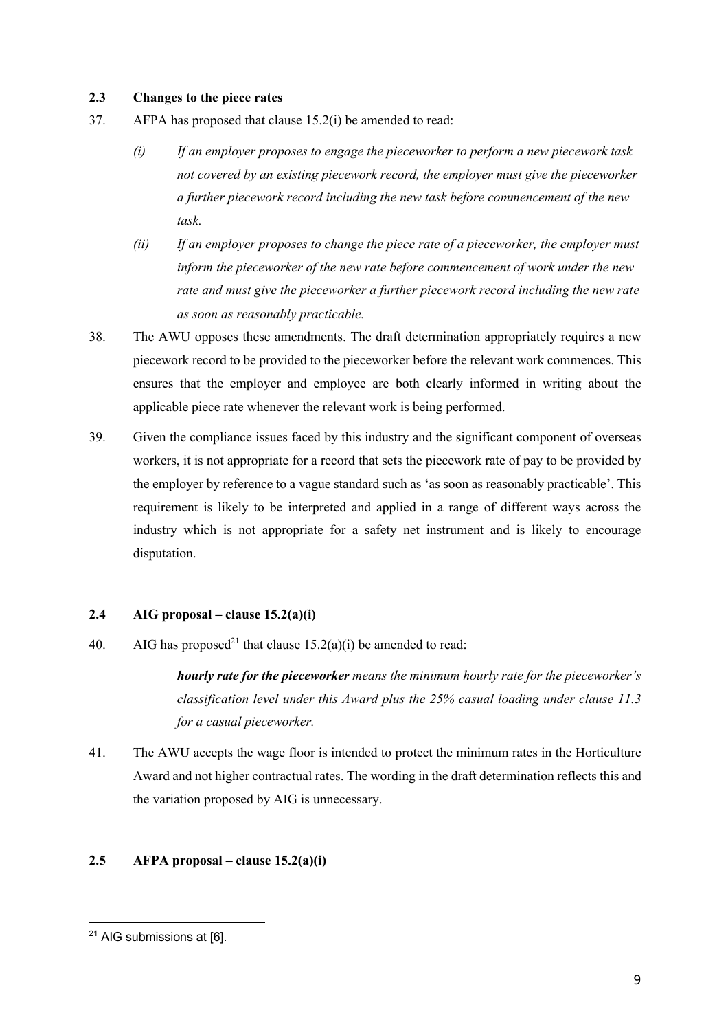### 2.3 Changes to the piece rates

37. AFPA has proposed that clause 15.2(i) be amended to read:

    *(i) If an employer proposes to engage the pieceworker to perform a new piecework task not covered by an existing piecework record, the employer must give the pieceworker a further piecework record including the new task before commencement of the new task.*

    *(ii) If an employer proposes to change the piece rate of a pieceworker, the employer must inform the pieceworker of the new rate before commencement of work under the new rate and must give the pieceworker a further piecework record including the new rate as soon as reasonably practicable.*

38. The AWU opposes these amendments. The draft determination appropriately requires a new piecework record to be provided to the pieceworker before the relevant work commences. This ensures that the employer and employee are both clearly informed in writing about the applicable piece rate whenever the relevant work is being performed.

39. Given the compliance issues faced by this industry and the significant component of overseas workers, it is not appropriate for a record that sets the piecework rate of pay to be provided by the employer by reference to a vague standard such as 'as soon as reasonably practicable'. This requirement is likely to be interpreted and applied in a range of different ways across the industry which is not appropriate for a safety net instrument and is likely to encourage disputation.

### 2.4 AIG proposal – clause 15.2(a)(i)

40. AIG has proposed[21] that clause 15.2(a)(i) be amended to read:

    ***hourly rate for the pieceworker*** *means the minimum hourly rate for the pieceworker's classification level <u>under this Award</u> plus the 25% casual loading under clause 11.3 for a casual pieceworker.*

41. The AWU accepts the wage floor is intended to protect the minimum rates in the Horticulture Award and not higher contractual rates. The wording in the draft determination reflects this and the variation proposed by AIG is unnecessary.

### 2.5 AFPA proposal – clause 15.2(a)(i)

[21] AIG submissions at [6].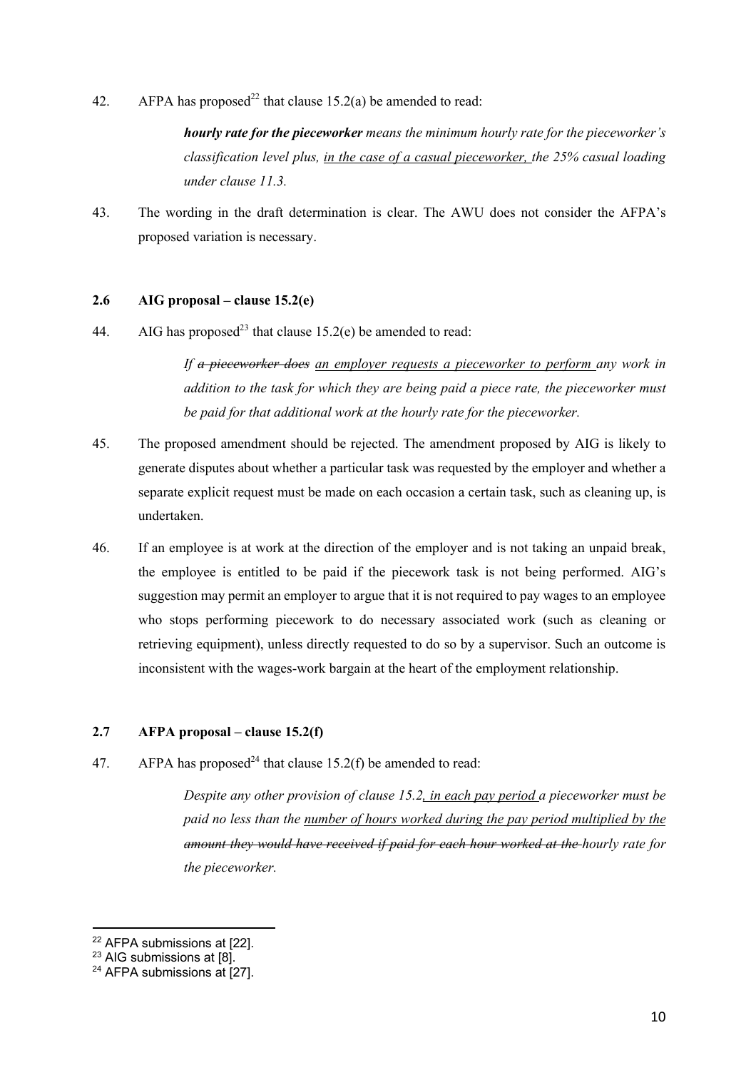42. AFPA has proposed[22] that clause 15.2(a) be amended to read:

> ***hourly rate for the pieceworker*** *means the minimum hourly rate for the pieceworker's classification level plus, <u>in the case of a casual pieceworker,</u> the 25% casual loading under clause 11.3.*

43. The wording in the draft determination is clear. The AWU does not consider the AFPA's proposed variation is necessary.

### 2.6 AIG proposal – clause 15.2(e)

44. AIG has proposed[23] that clause 15.2(e) be amended to read:

> *If ~~a pieceworker does~~ <u>an employer requests a pieceworker to perform</u> any work in addition to the task for which they are being paid a piece rate, the pieceworker must be paid for that additional work at the hourly rate for the pieceworker.*

45. The proposed amendment should be rejected. The amendment proposed by AIG is likely to generate disputes about whether a particular task was requested by the employer and whether a separate explicit request must be made on each occasion a certain task, such as cleaning up, is undertaken.

46. If an employee is at work at the direction of the employer and is not taking an unpaid break, the employee is entitled to be paid if the piecework task is not being performed. AIG's suggestion may permit an employer to argue that it is not required to pay wages to an employee who stops performing piecework to do necessary associated work (such as cleaning or retrieving equipment), unless directly requested to do so by a supervisor. Such an outcome is inconsistent with the wages-work bargain at the heart of the employment relationship.

### 2.7 AFPA proposal – clause 15.2(f)

47. AFPA has proposed[24] that clause 15.2(f) be amended to read:

> *Despite any other provision of clause 15.2<u>, in each pay period</u> a pieceworker must be paid no less than the <u>number of hours worked during the pay period multiplied by the</u> ~~amount they would have received if paid for each hour worked at the~~ hourly rate for the pieceworker.*

---

[22] AFPA submissions at [22].
[23] AIG submissions at [8].
[24] AFPA submissions at [27].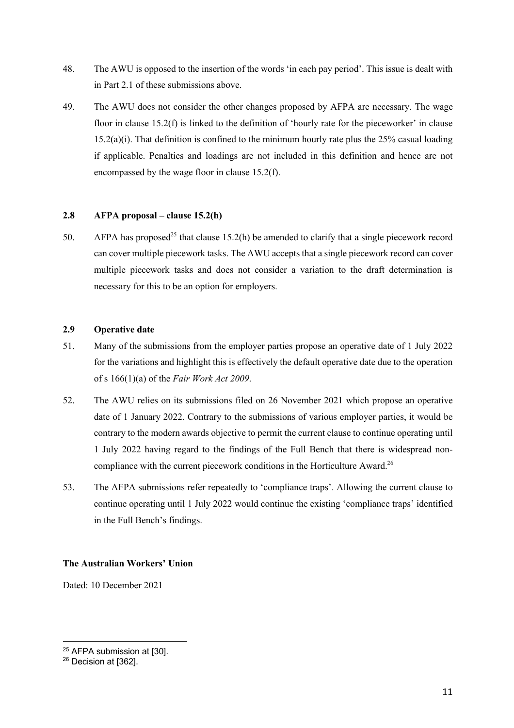48. The AWU is opposed to the insertion of the words 'in each pay period'. This issue is dealt with in Part 2.1 of these submissions above.

49. The AWU does not consider the other changes proposed by AFPA are necessary. The wage floor in clause 15.2(f) is linked to the definition of 'hourly rate for the pieceworker' in clause 15.2(a)(i). That definition is confined to the minimum hourly rate plus the 25% casual loading if applicable. Penalties and loadings are not included in this definition and hence are not encompassed by the wage floor in clause 15.2(f).

### 2.8 AFPA proposal – clause 15.2(h)

50. AFPA has proposed[25] that clause 15.2(h) be amended to clarify that a single piecework record can cover multiple piecework tasks. The AWU accepts that a single piecework record can cover multiple piecework tasks and does not consider a variation to the draft determination is necessary for this to be an option for employers.

### 2.9 Operative date

51. Many of the submissions from the employer parties propose an operative date of 1 July 2022 for the variations and highlight this is effectively the default operative date due to the operation of s 166(1)(a) of the *Fair Work Act 2009*.

52. The AWU relies on its submissions filed on 26 November 2021 which propose an operative date of 1 January 2022. Contrary to the submissions of various employer parties, it would be contrary to the modern awards objective to permit the current clause to continue operating until 1 July 2022 having regard to the findings of the Full Bench that there is widespread non-compliance with the current piecework conditions in the Horticulture Award.[26]

53. The AFPA submissions refer repeatedly to 'compliance traps'. Allowing the current clause to continue operating until 1 July 2022 would continue the existing 'compliance traps' identified in the Full Bench's findings.

**The Australian Workers' Union**

Dated: 10 December 2021

---

[25] AFPA submission at [30].

[26] Decision at [362].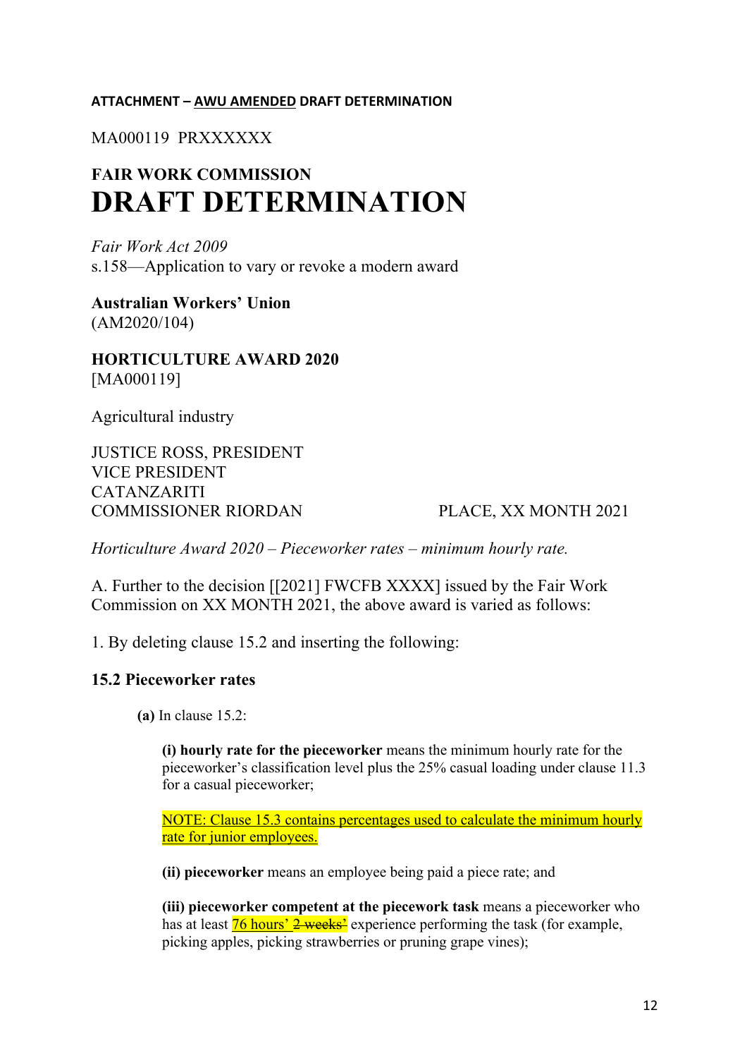**ATTACHMENT – AWU AMENDED DRAFT DETERMINATION**

MA000119 PRXXXXXX

# FAIR WORK COMMISSION
# DRAFT DETERMINATION

*Fair Work Act 2009*
s.158—Application to vary or revoke a modern award

**Australian Workers' Union**
(AM2020/104)

**HORTICULTURE AWARD 2020**
[MA000119]

Agricultural industry

JUSTICE ROSS, PRESIDENT
VICE PRESIDENT
CATANZARITI
COMMISSIONER RIORDAN

PLACE, XX MONTH 2021

*Horticulture Award 2020 – Pieceworker rates – minimum hourly rate.*

A. Further to the decision [[2021] FWCFB XXXX] issued by the Fair Work Commission on XX MONTH 2021, the above award is varied as follows:

1. By deleting clause 15.2 and inserting the following:

### 15.2 Pieceworker rates

**(a)** In clause 15.2:

**(i) hourly rate for the pieceworker** means the minimum hourly rate for the pieceworker's classification level plus the 25% casual loading under clause 11.3 for a casual pieceworker;

NOTE: Clause 15.3 contains percentages used to calculate the minimum hourly rate for junior employees.

**(ii) pieceworker** means an employee being paid a piece rate; and

**(iii) pieceworker competent at the piecework task** means a pieceworker who has at least 76 hours' ~~2 weeks'~~ experience performing the task (for example, picking apples, picking strawberries or pruning grape vines);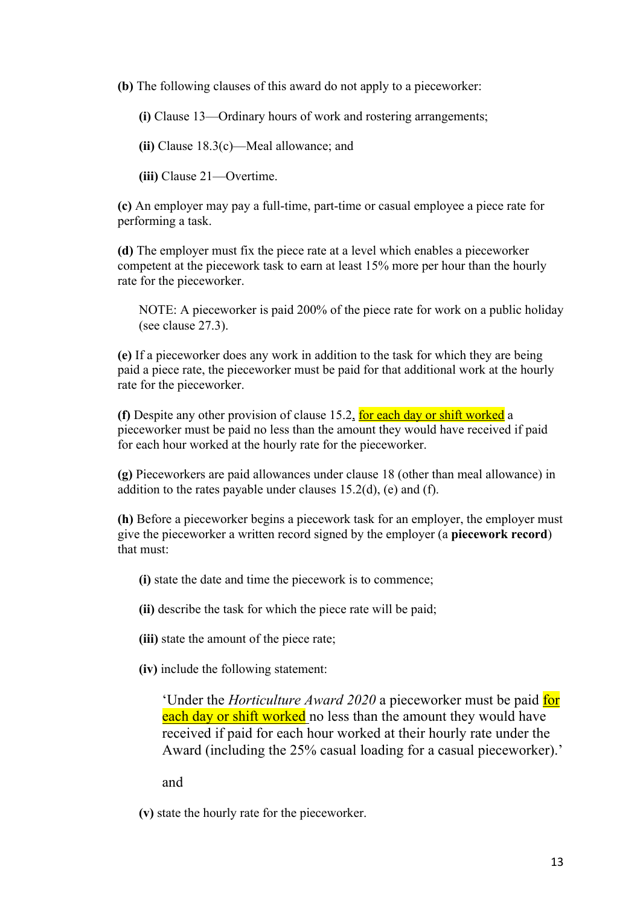**(b)** The following clauses of this award do not apply to a pieceworker:

> **(i)** Clause 13—Ordinary hours of work and rostering arrangements;
>
> **(ii)** Clause 18.3(c)—Meal allowance; and
>
> **(iii)** Clause 21—Overtime.

**(c)** An employer may pay a full-time, part-time or casual employee a piece rate for performing a task.

**(d)** The employer must fix the piece rate at a level which enables a pieceworker competent at the piecework task to earn at least 15% more per hour than the hourly rate for the pieceworker.

> NOTE: A pieceworker is paid 200% of the piece rate for work on a public holiday (see clause 27.3).

**(e)** If a pieceworker does any work in addition to the task for which they are being paid a piece rate, the pieceworker must be paid for that additional work at the hourly rate for the pieceworker.

**(f)** Despite any other provision of clause 15.2, for each day or shift worked a pieceworker must be paid no less than the amount they would have received if paid for each hour worked at the hourly rate for the pieceworker.

**(g)** Pieceworkers are paid allowances under clause 18 (other than meal allowance) in addition to the rates payable under clauses 15.2(d), (e) and (f).

**(h)** Before a pieceworker begins a piecework task for an employer, the employer must give the pieceworker a written record signed by the employer (a **piecework record**) that must:

> **(i)** state the date and time the piecework is to commence;
>
> **(ii)** describe the task for which the piece rate will be paid;
>
> **(iii)** state the amount of the piece rate;
>
> **(iv)** include the following statement:
>
> > 'Under the *Horticulture Award 2020* a pieceworker must be paid for each day or shift worked no less than the amount they would have received if paid for each hour worked at their hourly rate under the Award (including the 25% casual loading for a casual pieceworker).'
> >
> > and
>
> **(v)** state the hourly rate for the pieceworker.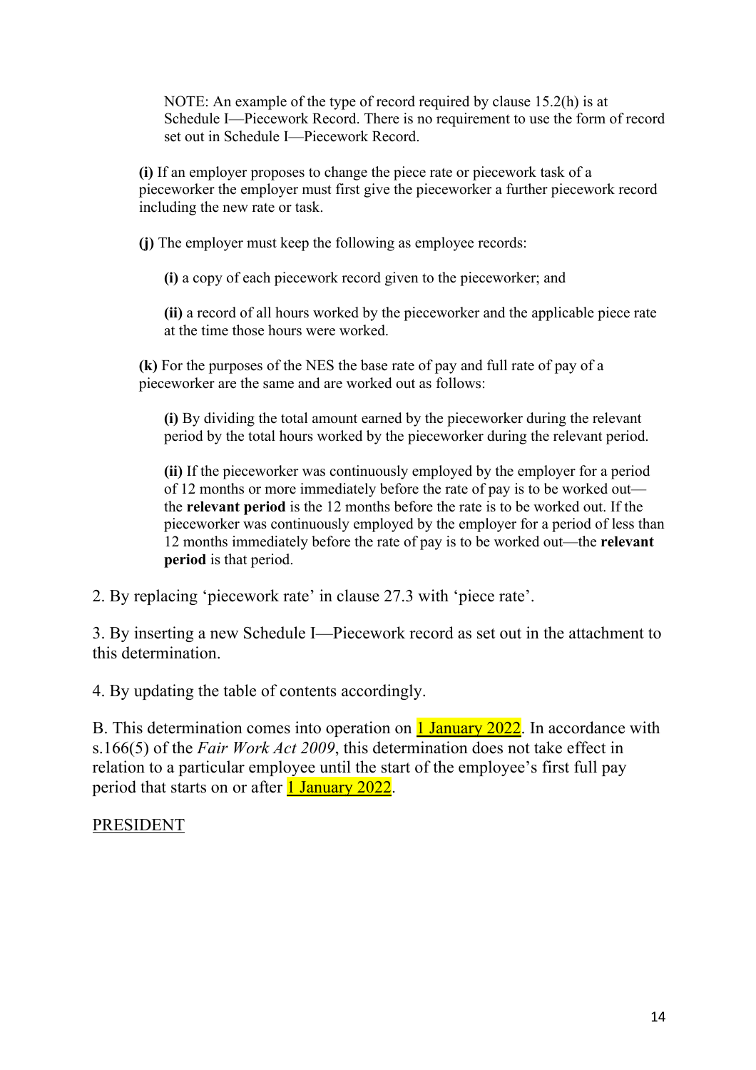NOTE: An example of the type of record required by clause 15.2(h) is at Schedule I—Piecework Record. There is no requirement to use the form of record set out in Schedule I—Piecework Record.

**(i)** If an employer proposes to change the piece rate or piecework task of a pieceworker the employer must first give the pieceworker a further piecework record including the new rate or task.

**(j)** The employer must keep the following as employee records:

**(i)** a copy of each piecework record given to the pieceworker; and

**(ii)** a record of all hours worked by the pieceworker and the applicable piece rate at the time those hours were worked.

**(k)** For the purposes of the NES the base rate of pay and full rate of pay of a pieceworker are the same and are worked out as follows:

**(i)** By dividing the total amount earned by the pieceworker during the relevant period by the total hours worked by the pieceworker during the relevant period.

**(ii)** If the pieceworker was continuously employed by the employer for a period of 12 months or more immediately before the rate of pay is to be worked out—the **relevant period** is the 12 months before the rate is to be worked out. If the pieceworker was continuously employed by the employer for a period of less than 12 months immediately before the rate of pay is to be worked out—the **relevant period** is that period.

2. By replacing 'piecework rate' in clause 27.3 with 'piece rate'.

3. By inserting a new Schedule I—Piecework record as set out in the attachment to this determination.

4. By updating the table of contents accordingly.

B. This determination comes into operation on 1 January 2022. In accordance with s.166(5) of the *Fair Work Act 2009*, this determination does not take effect in relation to a particular employee until the start of the employee's first full pay period that starts on or after 1 January 2022.

PRESIDENT